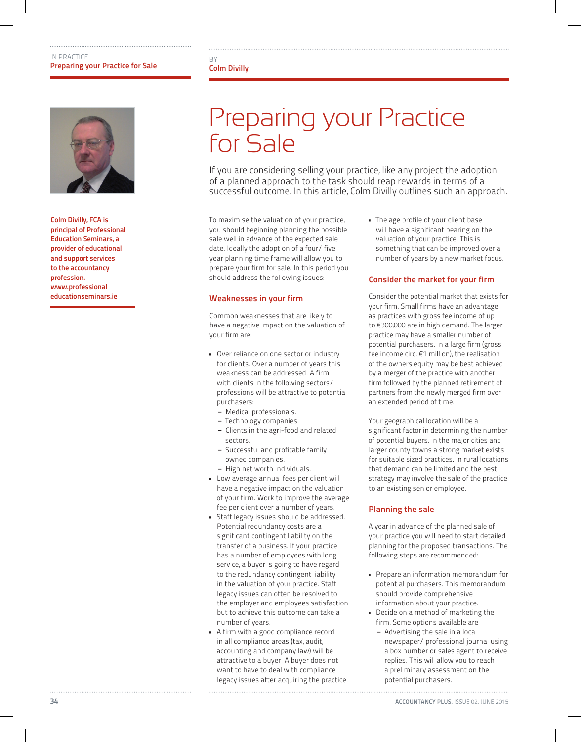# Preparing your Practice for Sale

BY
Colm Divilly

Colm Divilly, FCA is principal of Professional Education Seminars, a provider of educational and support services to the accountancy profession. www.professionaleducationseminars.ie

If you are considering selling your practice, like any project the adoption of a planned approach to the task should reap rewards in terms of a successful outcome. In this article, Colm Divilly outlines such an approach.

To maximise the valuation of your practice, you should beginning planning the possible sale well in advance of the expected sale date. Ideally the adoption of a four/ five year planning time frame will allow you to prepare your firm for sale. In this period you should address the following issues:

## Weaknesses in your firm

Common weaknesses that are likely to have a negative impact on the valuation of your firm are:

- Over reliance on one sector or industry for clients. Over a number of years this weakness can be addressed. A firm with clients in the following sectors/ professions will be attractive to potential purchasers:
  - Medical professionals.
  - Technology companies.
  - Clients in the agri-food and related sectors.
  - Successful and profitable family owned companies.
  - High net worth individuals.
- Low average annual fees per client will have a negative impact on the valuation of your firm. Work to improve the average fee per client over a number of years.
- Staff legacy issues should be addressed. Potential redundancy costs are a significant contingent liability on the transfer of a business. If your practice has a number of employees with long service, a buyer is going to have regard to the redundancy contingent liability in the valuation of your practice. Staff legacy issues can often be resolved to the employer and employees satisfaction but to achieve this outcome can take a number of years.
- A firm with a good compliance record in all compliance areas (tax, audit, accounting and company law) will be attractive to a buyer. A buyer does not want to have to deal with compliance legacy issues after acquiring the practice.
- The age profile of your client base will have a significant bearing on the valuation of your practice. This is something that can be improved over a number of years by a new market focus.

## Consider the market for your firm

Consider the potential market that exists for your firm. Small firms have an advantage as practices with gross fee income of up to €300,000 are in high demand. The larger practice may have a smaller number of potential purchasers. In a large firm (gross fee income circ. €1 million), the realisation of the owners equity may be best achieved by a merger of the practice with another firm followed by the planned retirement of partners from the newly merged firm over an extended period of time.

Your geographical location will be a significant factor in determining the number of potential buyers. In the major cities and larger county towns a strong market exists for suitable sized practices. In rural locations that demand can be limited and the best strategy may involve the sale of the practice to an existing senior employee.

## Planning the sale

A year in advance of the planned sale of your practice you will need to start detailed planning for the proposed transactions. The following steps are recommended:

- Prepare an information memorandum for potential purchasers. This memorandum should provide comprehensive information about your practice.
- Decide on a method of marketing the firm. Some options available are:
  - Advertising the sale in a local newspaper/ professional journal using a box number or sales agent to receive replies. This will allow you to reach a preliminary assessment on the potential purchasers.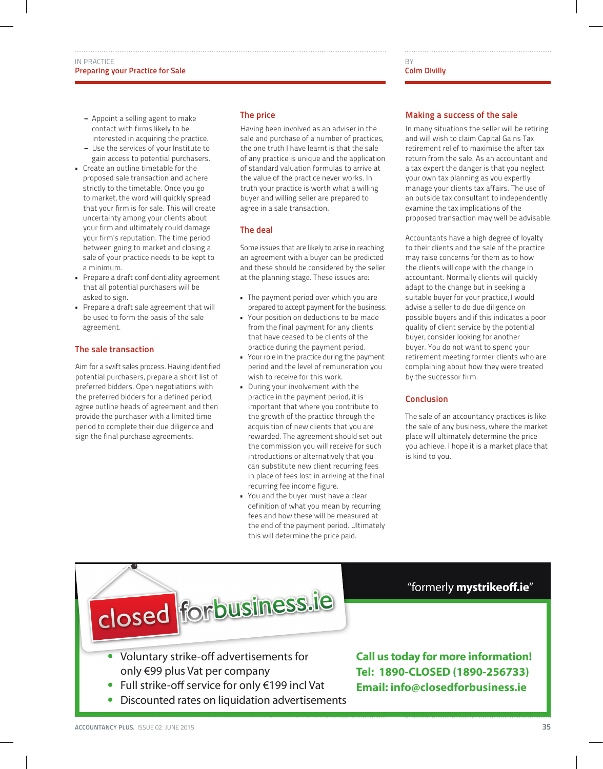- Appoint a selling agent to make contact with firms likely to be interested in acquiring the practice.
  - Use the services of your Institute to gain access to potential purchasers.
- Create an outline timetable for the proposed sale transaction and adhere strictly to the timetable. Once you go to market, the word will quickly spread that your firm is for sale. This will create uncertainty among your clients about your firm and ultimately could damage your firm's reputation. The time period between going to market and closing a sale of your practice needs to be kept to a minimum.
- Prepare a draft confidentiality agreement that all potential purchasers will be asked to sign.
- Prepare a draft sale agreement that will be used to form the basis of the sale agreement.

## The sale transaction

Aim for a swift sales process. Having identified potential purchasers, prepare a short list of preferred bidders. Open negotiations with the preferred bidders for a defined period, agree outline heads of agreement and then provide the purchaser with a limited time period to complete their due diligence and sign the final purchase agreements.

## The price

Having been involved as an adviser in the sale and purchase of a number of practices, the one truth I have learnt is that the sale of any practice is unique and the application of standard valuation formulas to arrive at the value of the practice never works. In truth your practice is worth what a willing buyer and willing seller are prepared to agree in a sale transaction.

## The deal

Some issues that are likely to arise in reaching an agreement with a buyer can be predicted and these should be considered by the seller at the planning stage. These issues are:

- The payment period over which you are prepared to accept payment for the business.
- Your position on deductions to be made from the final payment for any clients that have ceased to be clients of the practice during the payment period.
- Your role in the practice during the payment period and the level of remuneration you wish to receive for this work.
- During your involvement with the practice in the payment period, it is important that where you contribute to the growth of the practice through the acquisition of new clients that you are rewarded. The agreement should set out the commission you will receive for such introductions or alternatively that you can substitute new client recurring fees in place of fees lost in arriving at the final recurring fee income figure.
- You and the buyer must have a clear definition of what you mean by recurring fees and how these will be measured at the end of the payment period. Ultimately this will determine the price paid.

## Making a success of the sale

In many situations the seller will be retiring and will wish to claim Capital Gains Tax retirement relief to maximise the after tax return from the sale. As an accountant and a tax expert the danger is that you neglect your own tax planning as you expertly manage your clients tax affairs. The use of an outside tax consultant to independently examine the tax implications of the proposed transaction may well be advisable.

Accountants have a high degree of loyalty to their clients and the sale of the practice may raise concerns for them as to how the clients will cope with the change in accountant. Normally clients will quickly adapt to the change but in seeking a suitable buyer for your practice, I would advise a seller to do due diligence on possible buyers and if this indicates a poor quality of client service by the potential buyer, consider looking for another buyer. You do not want to spend your retirement meeting former clients who are complaining about how they were treated by the successor firm.

## Conclusion

The sale of an accountancy practices is like the sale of any business, where the market place will ultimately determine the price you achieve. I hope it is a market place that is kind to you.

closed forbusiness.ie

"formerly **mystrikeoff.ie**"

- Voluntary strike-off advertisements for only €99 plus Vat per company
- Full strike-off service for only €199 incl Vat
- Discounted rates on liquidation advertisements

**Call us today for more information!**
**Tel: 1890-CLOSED (1890-256733)**
**Email: info@closedforbusiness.ie**